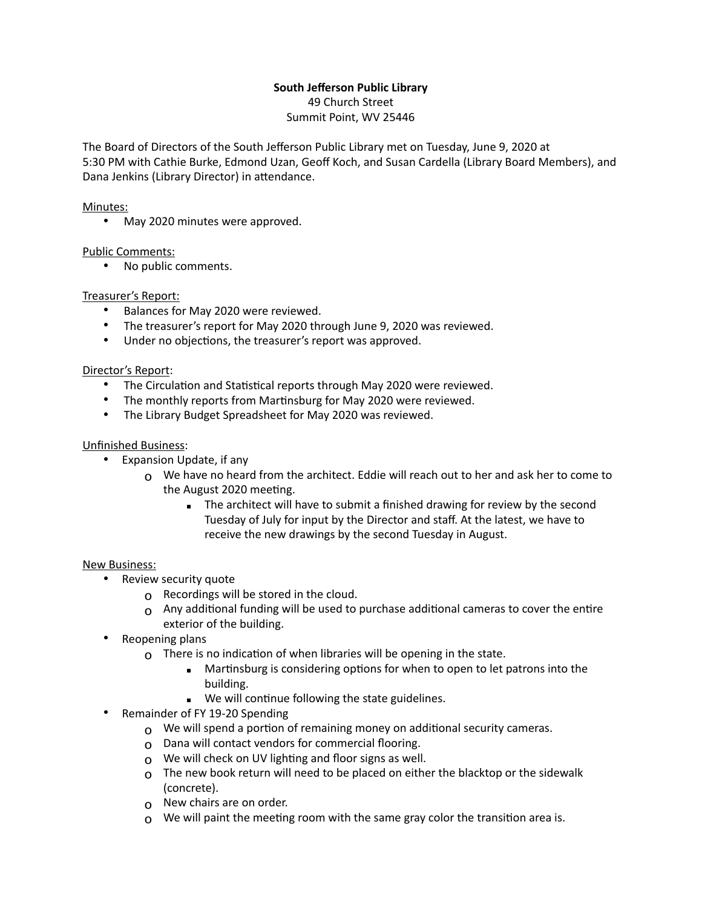**South Jefferson Public Library**
49 Church Street
Summit Point, WV 25446

The Board of Directors of the South Jefferson Public Library met on Tuesday, June 9, 2020 at 5:30 PM with Cathie Burke, Edmond Uzan, Geoff Koch, and Susan Cardella (Library Board Members), and Dana Jenkins (Library Director) in attendance.

Minutes:

- May 2020 minutes were approved.

Public Comments:

- No public comments.

Treasurer's Report:

- Balances for May 2020 were reviewed.
- The treasurer's report for May 2020 through June 9, 2020 was reviewed.
- Under no objections, the treasurer's report was approved.

Director's Report:

- The Circulation and Statistical reports through May 2020 were reviewed.
- The monthly reports from Martinsburg for May 2020 were reviewed.
- The Library Budget Spreadsheet for May 2020 was reviewed.

Unfinished Business:

- Expansion Update, if any
  - We have no heard from the architect. Eddie will reach out to her and ask her to come to the August 2020 meeting.
    - The architect will have to submit a finished drawing for review by the second Tuesday of July for input by the Director and staff. At the latest, we have to receive the new drawings by the second Tuesday in August.

New Business:

- Review security quote
  - Recordings will be stored in the cloud.
  - Any additional funding will be used to purchase additional cameras to cover the entire exterior of the building.
- Reopening plans
  - There is no indication of when libraries will be opening in the state.
    - Martinsburg is considering options for when to open to let patrons into the building.
    - We will continue following the state guidelines.
- Remainder of FY 19-20 Spending
  - We will spend a portion of remaining money on additional security cameras.
  - Dana will contact vendors for commercial flooring.
  - We will check on UV lighting and floor signs as well.
  - The new book return will need to be placed on either the blacktop or the sidewalk (concrete).
  - New chairs are on order.
  - We will paint the meeting room with the same gray color the transition area is.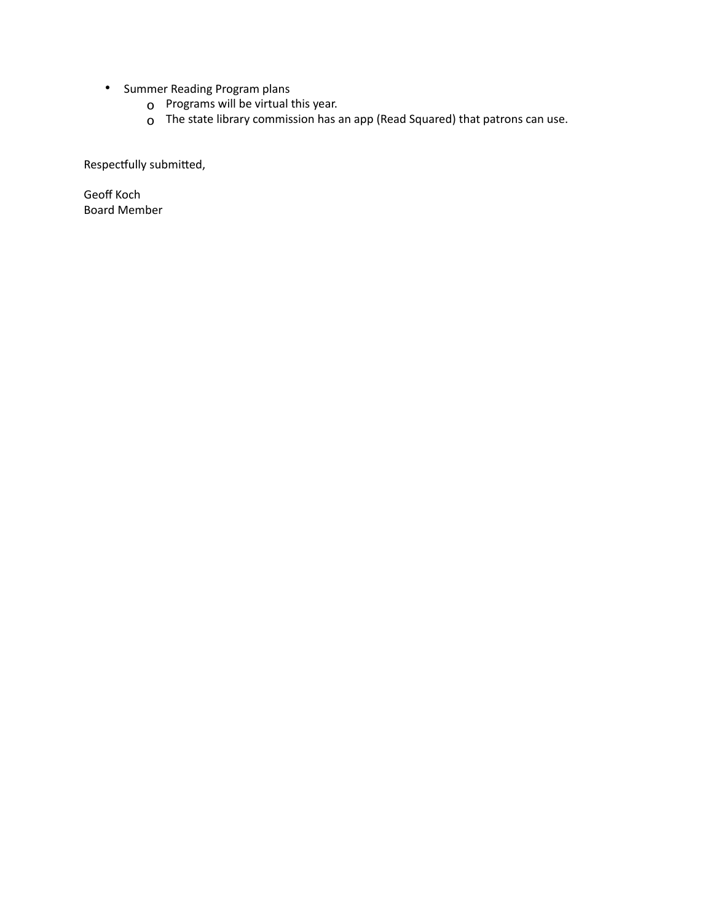- Summer Reading Program plans
  - Programs will be virtual this year.
  - The state library commission has an app (Read Squared) that patrons can use.

Respectfully submitted,

Geoff Koch
Board Member